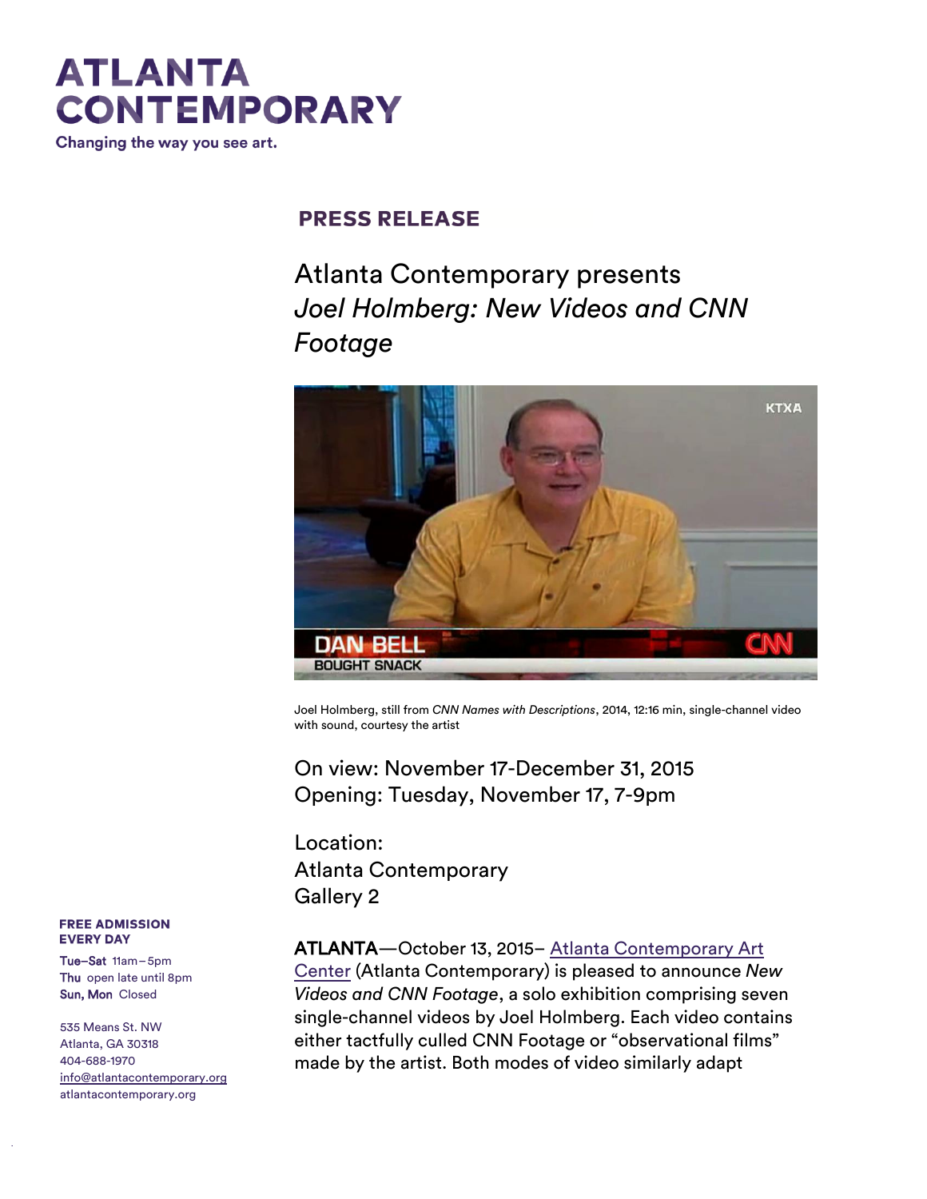# ATLANTA CONTEMPORARY

Changing the way you see art.

## PRESS RELEASE

# Atlanta Contemporary presents *Joel Holmberg: New Videos and CNN Footage*

Joel Holmberg, still from *CNN Names with Descriptions*, 2014, 12:16 min, single-channel video with sound, courtesy the artist

On view: November 17-December 31, 2015
Opening: Tuesday, November 17, 7-9pm

Location:
Atlanta Contemporary
Gallery 2

**FREE ADMISSION EVERY DAY**

**Tue–Sat** 11am – 5pm
**Thu** open late until 8pm
**Sun, Mon** Closed

535 Means St. NW
Atlanta, GA 30318
404-688-1970
info@atlantacontemporary.org
atlantacontemporary.org

**ATLANTA**—October 13, 2015– Atlanta Contemporary Art Center (Atlanta Contemporary) is pleased to announce *New Videos and CNN Footage*, a solo exhibition comprising seven single-channel videos by Joel Holmberg. Each video contains either tactfully culled CNN Footage or "observational films" made by the artist. Both modes of video similarly adapt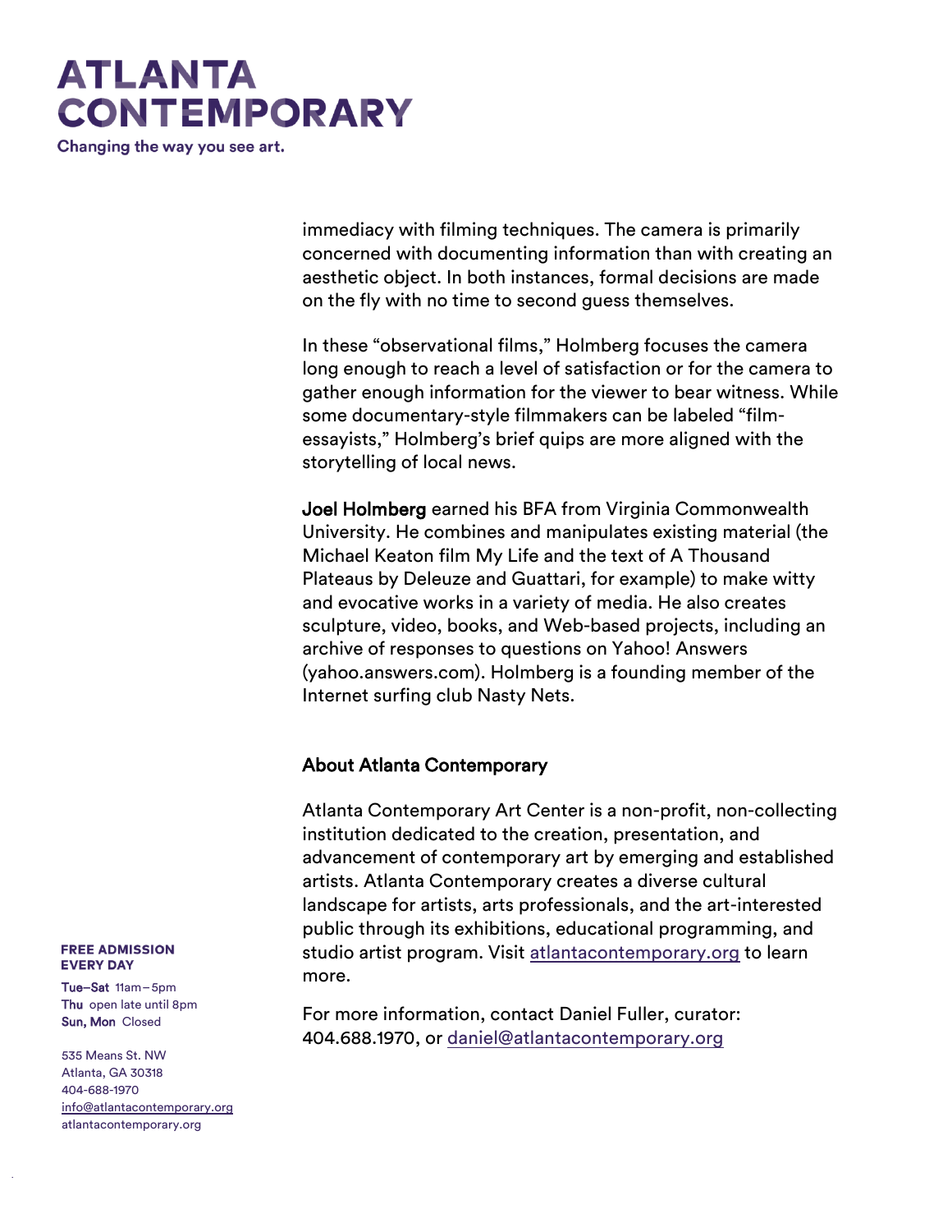immediacy with filming techniques. The camera is primarily concerned with documenting information than with creating an aesthetic object. In both instances, formal decisions are made on the fly with no time to second guess themselves.

In these "observational films," Holmberg focuses the camera long enough to reach a level of satisfaction or for the camera to gather enough information for the viewer to bear witness. While some documentary-style filmmakers can be labeled "film-essayists," Holmberg's brief quips are more aligned with the storytelling of local news.

**Joel Holmberg** earned his BFA from Virginia Commonwealth University. He combines and manipulates existing material (the Michael Keaton film My Life and the text of A Thousand Plateaus by Deleuze and Guattari, for example) to make witty and evocative works in a variety of media. He also creates sculpture, video, books, and Web-based projects, including an archive of responses to questions on Yahoo! Answers (yahoo.answers.com). Holmberg is a founding member of the Internet surfing club Nasty Nets.

## About Atlanta Contemporary

Atlanta Contemporary Art Center is a non-profit, non-collecting institution dedicated to the creation, presentation, and advancement of contemporary art by emerging and established artists. Atlanta Contemporary creates a diverse cultural landscape for artists, arts professionals, and the art-interested public through its exhibitions, educational programming, and studio artist program. Visit atlantacontemporary.org to learn more.

For more information, contact Daniel Fuller, curator: 404.688.1970, or daniel@atlantacontemporary.org

**FREE ADMISSION EVERY DAY**

**Tue–Sat** 11am–5pm
**Thu** open late until 8pm
**Sun, Mon** Closed

535 Means St. NW
Atlanta, GA 30318
404-688-1970
info@atlantacontemporary.org
atlantacontemporary.org